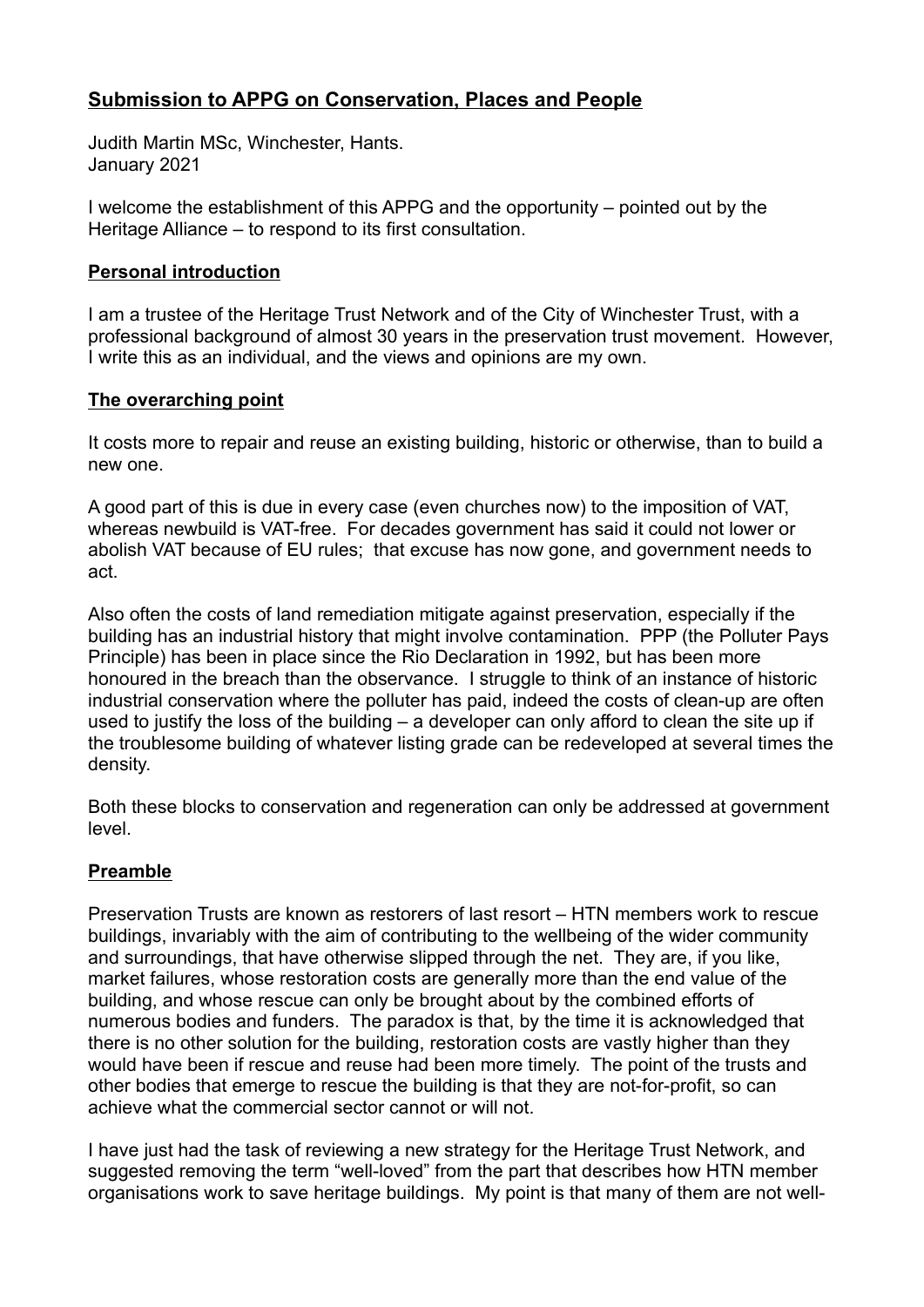# Submission to APPG on Conservation, Places and People

Judith Martin MSc, Winchester, Hants.
January 2021

I welcome the establishment of this APPG and the opportunity – pointed out by the Heritage Alliance – to respond to its first consultation.

## Personal introduction

I am a trustee of the Heritage Trust Network and of the City of Winchester Trust, with a professional background of almost 30 years in the preservation trust movement. However, I write this as an individual, and the views and opinions are my own.

## The overarching point

It costs more to repair and reuse an existing building, historic or otherwise, than to build a new one.

A good part of this is due in every case (even churches now) to the imposition of VAT, whereas newbuild is VAT-free. For decades government has said it could not lower or abolish VAT because of EU rules; that excuse has now gone, and government needs to act.

Also often the costs of land remediation mitigate against preservation, especially if the building has an industrial history that might involve contamination. PPP (the Polluter Pays Principle) has been in place since the Rio Declaration in 1992, but has been more honoured in the breach than the observance. I struggle to think of an instance of historic industrial conservation where the polluter has paid, indeed the costs of clean-up are often used to justify the loss of the building – a developer can only afford to clean the site up if the troublesome building of whatever listing grade can be redeveloped at several times the density.

Both these blocks to conservation and regeneration can only be addressed at government level.

## Preamble

Preservation Trusts are known as restorers of last resort – HTN members work to rescue buildings, invariably with the aim of contributing to the wellbeing of the wider community and surroundings, that have otherwise slipped through the net. They are, if you like, market failures, whose restoration costs are generally more than the end value of the building, and whose rescue can only be brought about by the combined efforts of numerous bodies and funders. The paradox is that, by the time it is acknowledged that there is no other solution for the building, restoration costs are vastly higher than they would have been if rescue and reuse had been more timely. The point of the trusts and other bodies that emerge to rescue the building is that they are not-for-profit, so can achieve what the commercial sector cannot or will not.

I have just had the task of reviewing a new strategy for the Heritage Trust Network, and suggested removing the term "well-loved" from the part that describes how HTN member organisations work to save heritage buildings. My point is that many of them are not well-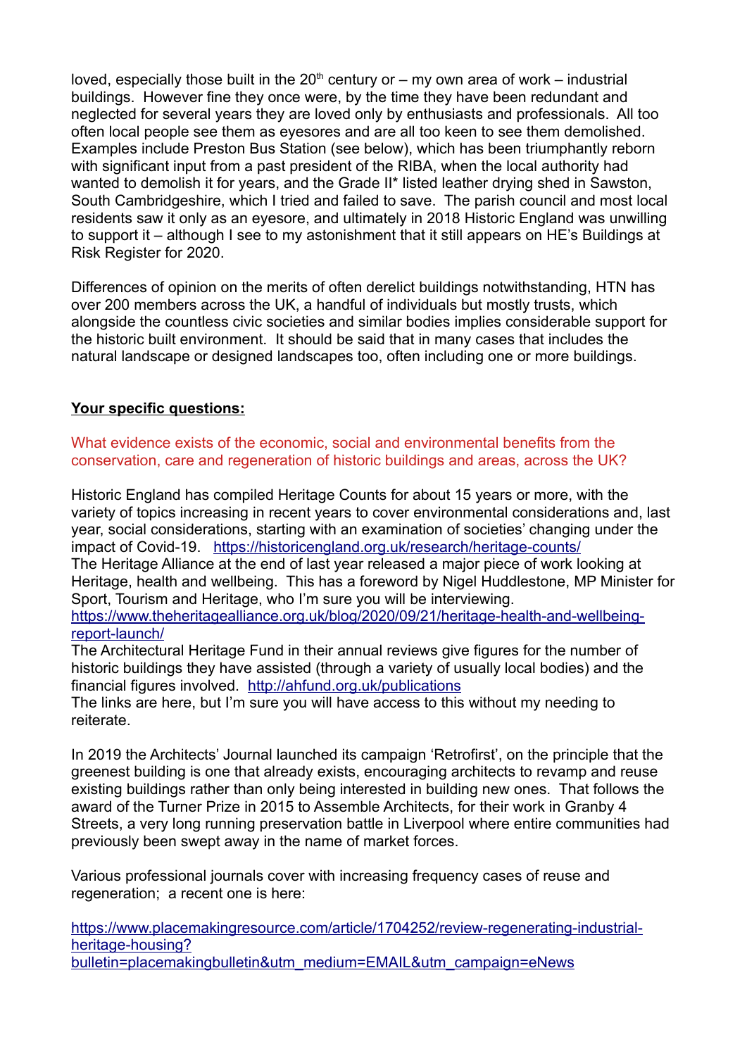loved, especially those built in the 20th century or – my own area of work – industrial buildings. However fine they once were, by the time they have been redundant and neglected for several years they are loved only by enthusiasts and professionals. All too often local people see them as eyesores and are all too keen to see them demolished. Examples include Preston Bus Station (see below), which has been triumphantly reborn with significant input from a past president of the RIBA, when the local authority had wanted to demolish it for years, and the Grade II* listed leather drying shed in Sawston, South Cambridgeshire, which I tried and failed to save. The parish council and most local residents saw it only as an eyesore, and ultimately in 2018 Historic England was unwilling to support it – although I see to my astonishment that it still appears on HE's Buildings at Risk Register for 2020.

Differences of opinion on the merits of often derelict buildings notwithstanding, HTN has over 200 members across the UK, a handful of individuals but mostly trusts, which alongside the countless civic societies and similar bodies implies considerable support for the historic built environment. It should be said that in many cases that includes the natural landscape or designed landscapes too, often including one or more buildings.

**Your specific questions:**

What evidence exists of the economic, social and environmental benefits from the conservation, care and regeneration of historic buildings and areas, across the UK?

Historic England has compiled Heritage Counts for about 15 years or more, with the variety of topics increasing in recent years to cover environmental considerations and, last year, social considerations, starting with an examination of societies' changing under the impact of Covid-19. https://historicengland.org.uk/research/heritage-counts/
The Heritage Alliance at the end of last year released a major piece of work looking at Heritage, health and wellbeing. This has a foreword by Nigel Huddlestone, MP Minister for Sport, Tourism and Heritage, who I'm sure you will be interviewing.
https://www.theheritagealliance.org.uk/blog/2020/09/21/heritage-health-and-wellbeing-report-launch/
The Architectural Heritage Fund in their annual reviews give figures for the number of historic buildings they have assisted (through a variety of usually local bodies) and the financial figures involved. http://ahfund.org.uk/publications
The links are here, but I'm sure you will have access to this without my needing to reiterate.

In 2019 the Architects' Journal launched its campaign 'Retrofirst', on the principle that the greenest building is one that already exists, encouraging architects to revamp and reuse existing buildings rather than only being interested in building new ones. That follows the award of the Turner Prize in 2015 to Assemble Architects, for their work in Granby 4 Streets, a very long running preservation battle in Liverpool where entire communities had previously been swept away in the name of market forces.

Various professional journals cover with increasing frequency cases of reuse and regeneration; a recent one is here:

https://www.placemakingresource.com/article/1704252/review-regenerating-industrial-heritage-housing?bulletin=placemakingbulletin&utm_medium=EMAIL&utm_campaign=eNews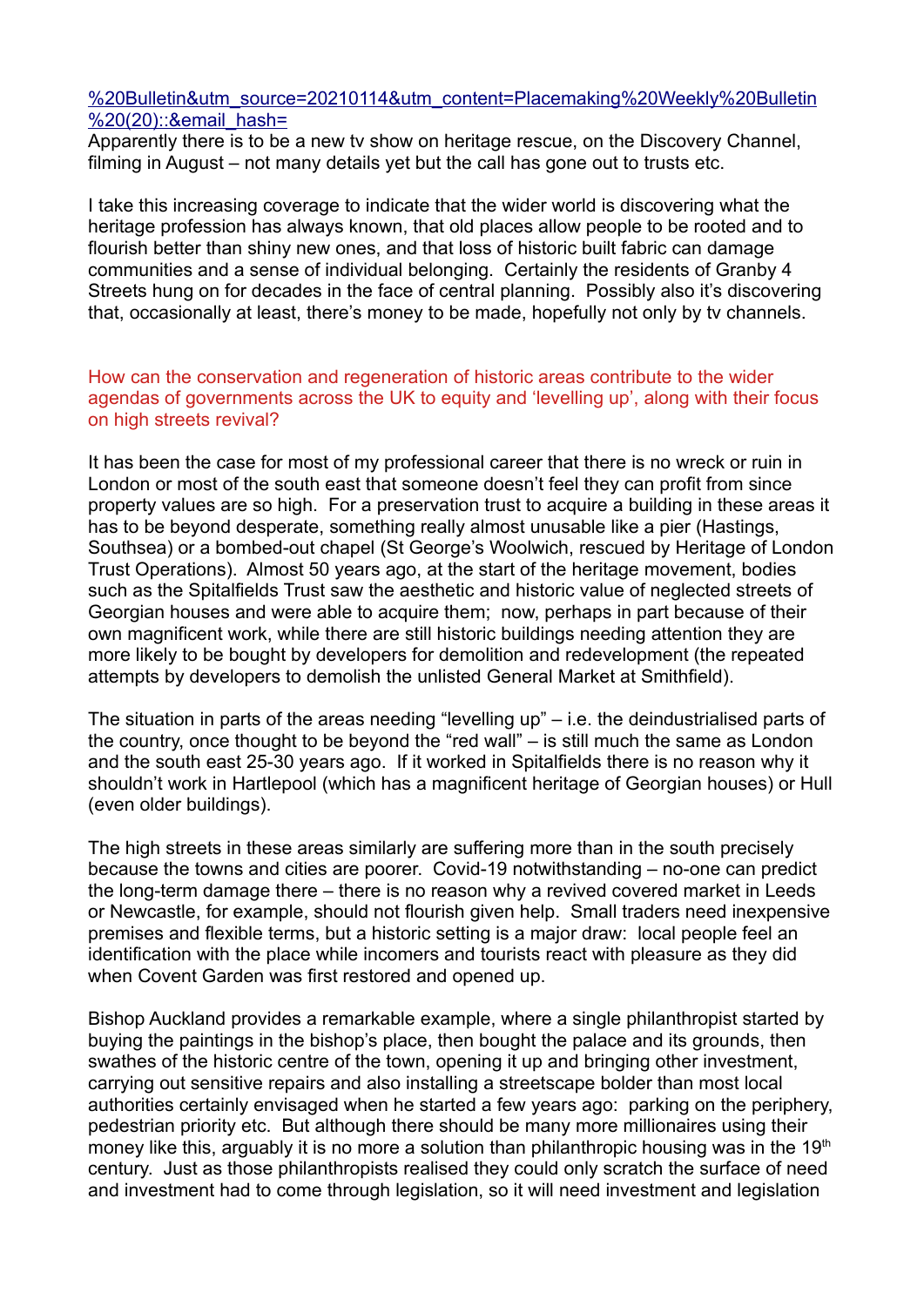%20Bulletin&utm_source=20210114&utm_content=Placemaking%20Weekly%20Bulletin%20(20)::&email_hash=

Apparently there is to be a new tv show on heritage rescue, on the Discovery Channel, filming in August – not many details yet but the call has gone out to trusts etc.

I take this increasing coverage to indicate that the wider world is discovering what the heritage profession has always known, that old places allow people to be rooted and to flourish better than shiny new ones, and that loss of historic built fabric can damage communities and a sense of individual belonging. Certainly the residents of Granby 4 Streets hung on for decades in the face of central planning. Possibly also it's discovering that, occasionally at least, there's money to be made, hopefully not only by tv channels.

How can the conservation and regeneration of historic areas contribute to the wider agendas of governments across the UK to equity and 'levelling up', along with their focus on high streets revival?

It has been the case for most of my professional career that there is no wreck or ruin in London or most of the south east that someone doesn't feel they can profit from since property values are so high. For a preservation trust to acquire a building in these areas it has to be beyond desperate, something really almost unusable like a pier (Hastings, Southsea) or a bombed-out chapel (St George's Woolwich, rescued by Heritage of London Trust Operations). Almost 50 years ago, at the start of the heritage movement, bodies such as the Spitalfields Trust saw the aesthetic and historic value of neglected streets of Georgian houses and were able to acquire them; now, perhaps in part because of their own magnificent work, while there are still historic buildings needing attention they are more likely to be bought by developers for demolition and redevelopment (the repeated attempts by developers to demolish the unlisted General Market at Smithfield).

The situation in parts of the areas needing "levelling up" – i.e. the deindustrialised parts of the country, once thought to be beyond the "red wall" – is still much the same as London and the south east 25-30 years ago. If it worked in Spitalfields there is no reason why it shouldn't work in Hartlepool (which has a magnificent heritage of Georgian houses) or Hull (even older buildings).

The high streets in these areas similarly are suffering more than in the south precisely because the towns and cities are poorer. Covid-19 notwithstanding – no-one can predict the long-term damage there – there is no reason why a revived covered market in Leeds or Newcastle, for example, should not flourish given help. Small traders need inexpensive premises and flexible terms, but a historic setting is a major draw: local people feel an identification with the place while incomers and tourists react with pleasure as they did when Covent Garden was first restored and opened up.

Bishop Auckland provides a remarkable example, where a single philanthropist started by buying the paintings in the bishop's place, then bought the palace and its grounds, then swathes of the historic centre of the town, opening it up and bringing other investment, carrying out sensitive repairs and also installing a streetscape bolder than most local authorities certainly envisaged when he started a few years ago: parking on the periphery, pedestrian priority etc. But although there should be many more millionaires using their money like this, arguably it is no more a solution than philanthropic housing was in the 19th century. Just as those philanthropists realised they could only scratch the surface of need and investment had to come through legislation, so it will need investment and legislation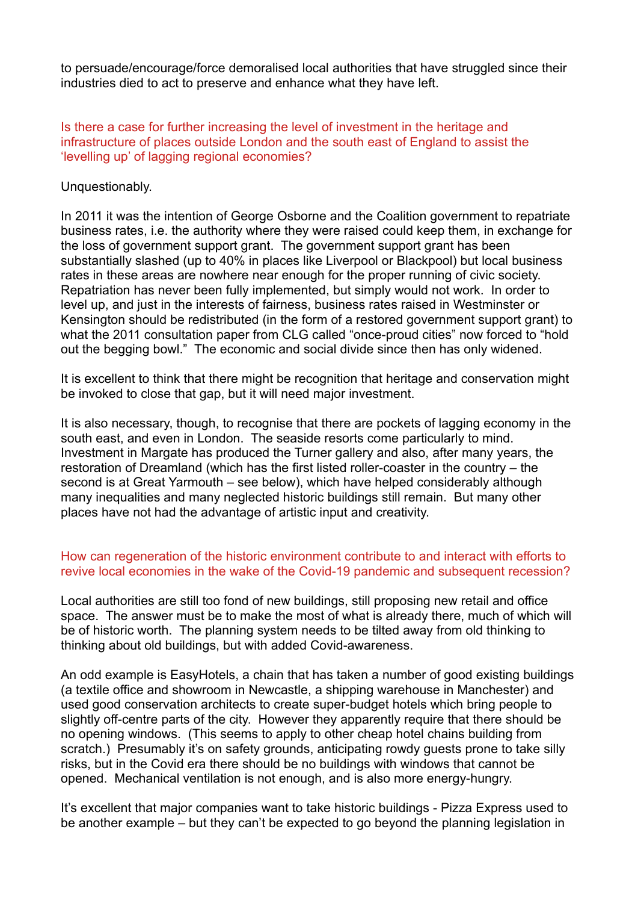to persuade/encourage/force demoralised local authorities that have struggled since their industries died to act to preserve and enhance what they have left.

Is there a case for further increasing the level of investment in the heritage and infrastructure of places outside London and the south east of England to assist the 'levelling up' of lagging regional economies?

Unquestionably.

In 2011 it was the intention of George Osborne and the Coalition government to repatriate business rates, i.e. the authority where they were raised could keep them, in exchange for the loss of government support grant. The government support grant has been substantially slashed (up to 40% in places like Liverpool or Blackpool) but local business rates in these areas are nowhere near enough for the proper running of civic society. Repatriation has never been fully implemented, but simply would not work. In order to level up, and just in the interests of fairness, business rates raised in Westminster or Kensington should be redistributed (in the form of a restored government support grant) to what the 2011 consultation paper from CLG called "once-proud cities" now forced to "hold out the begging bowl." The economic and social divide since then has only widened.

It is excellent to think that there might be recognition that heritage and conservation might be invoked to close that gap, but it will need major investment.

It is also necessary, though, to recognise that there are pockets of lagging economy in the south east, and even in London. The seaside resorts come particularly to mind. Investment in Margate has produced the Turner gallery and also, after many years, the restoration of Dreamland (which has the first listed roller-coaster in the country – the second is at Great Yarmouth – see below), which have helped considerably although many inequalities and many neglected historic buildings still remain. But many other places have not had the advantage of artistic input and creativity.

How can regeneration of the historic environment contribute to and interact with efforts to revive local economies in the wake of the Covid-19 pandemic and subsequent recession?

Local authorities are still too fond of new buildings, still proposing new retail and office space. The answer must be to make the most of what is already there, much of which will be of historic worth. The planning system needs to be tilted away from old thinking to thinking about old buildings, but with added Covid-awareness.

An odd example is EasyHotels, a chain that has taken a number of good existing buildings (a textile office and showroom in Newcastle, a shipping warehouse in Manchester) and used good conservation architects to create super-budget hotels which bring people to slightly off-centre parts of the city. However they apparently require that there should be no opening windows. (This seems to apply to other cheap hotel chains building from scratch.) Presumably it's on safety grounds, anticipating rowdy guests prone to take silly risks, but in the Covid era there should be no buildings with windows that cannot be opened. Mechanical ventilation is not enough, and is also more energy-hungry.

It's excellent that major companies want to take historic buildings - Pizza Express used to be another example – but they can't be expected to go beyond the planning legislation in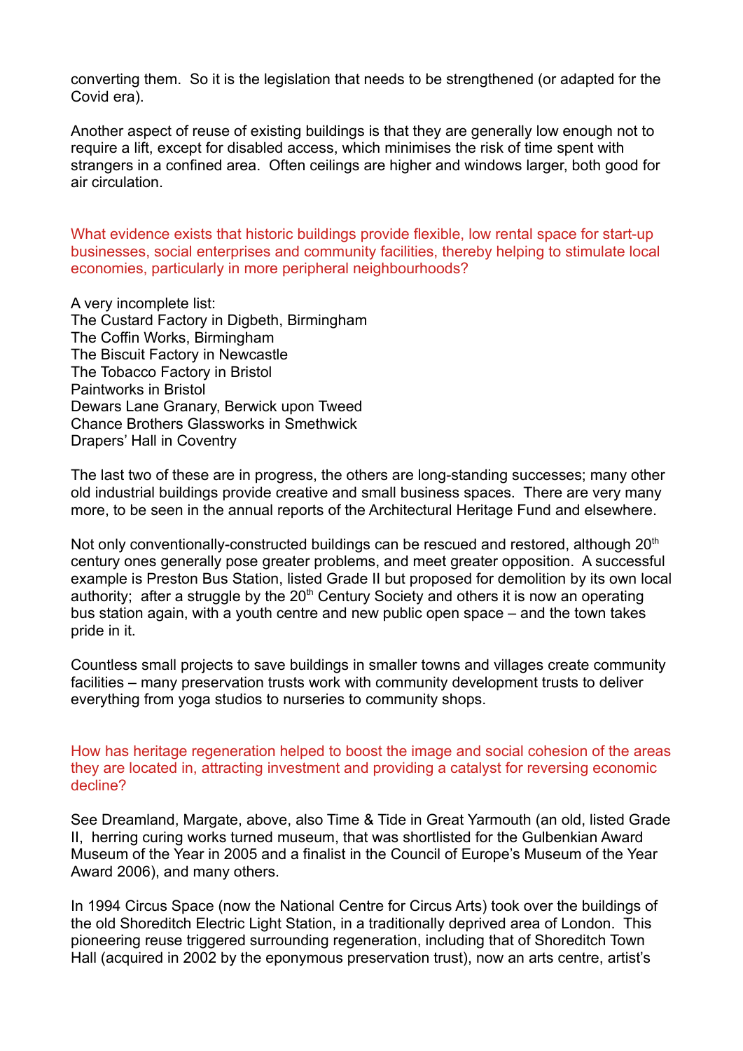converting them.  So it is the legislation that needs to be strengthened (or adapted for the Covid era).

Another aspect of reuse of existing buildings is that they are generally low enough not to require a lift, except for disabled access, which minimises the risk of time spent with strangers in a confined area.  Often ceilings are higher and windows larger, both good for air circulation.

What evidence exists that historic buildings provide flexible, low rental space for start-up businesses, social enterprises and community facilities, thereby helping to stimulate local economies, particularly in more peripheral neighbourhoods?

A very incomplete list:
The Custard Factory in Digbeth, Birmingham
The Coffin Works, Birmingham
The Biscuit Factory in Newcastle
The Tobacco Factory in Bristol
Paintworks in Bristol
Dewars Lane Granary, Berwick upon Tweed
Chance Brothers Glassworks in Smethwick
Drapers' Hall in Coventry

The last two of these are in progress, the others are long-standing successes; many other old industrial buildings provide creative and small business spaces.  There are very many more, to be seen in the annual reports of the Architectural Heritage Fund and elsewhere.

Not only conventionally-constructed buildings can be rescued and restored, although 20th century ones generally pose greater problems, and meet greater opposition.  A successful example is Preston Bus Station, listed Grade II but proposed for demolition by its own local authority;  after a struggle by the 20th Century Society and others it is now an operating bus station again, with a youth centre and new public open space – and the town takes pride in it.

Countless small projects to save buildings in smaller towns and villages create community facilities – many preservation trusts work with community development trusts to deliver everything from yoga studios to nurseries to community shops.

How has heritage regeneration helped to boost the image and social cohesion of the areas they are located in, attracting investment and providing a catalyst for reversing economic decline?

See Dreamland, Margate, above, also Time & Tide in Great Yarmouth (an old, listed Grade II,  herring curing works turned museum, that was shortlisted for the Gulbenkian Award Museum of the Year in 2005 and a finalist in the Council of Europe's Museum of the Year Award 2006), and many others.

In 1994 Circus Space (now the National Centre for Circus Arts) took over the buildings of the old Shoreditch Electric Light Station, in a traditionally deprived area of London.  This pioneering reuse triggered surrounding regeneration, including that of Shoreditch Town Hall (acquired in 2002 by the eponymous preservation trust), now an arts centre, artist's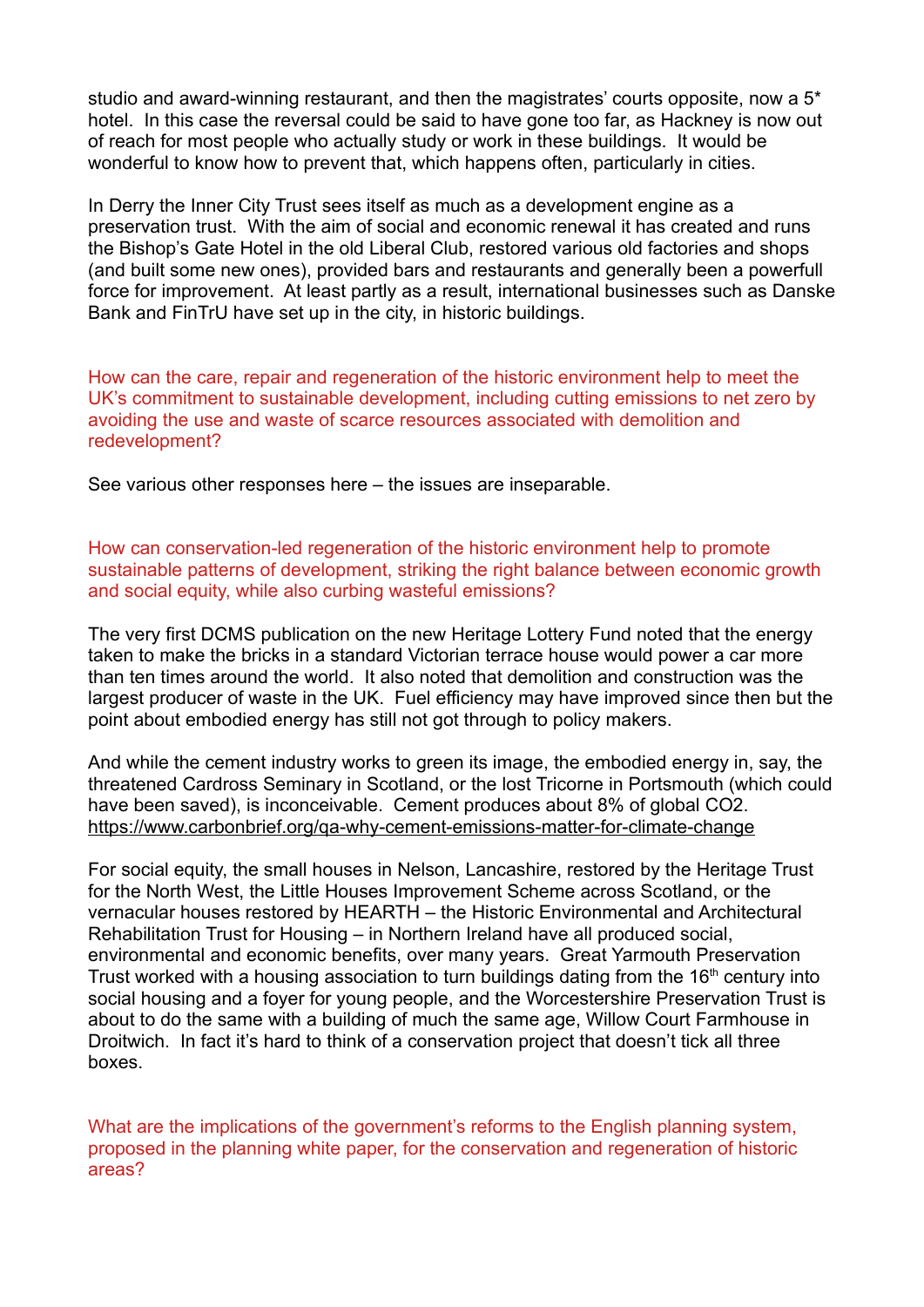studio and award-winning restaurant, and then the magistrates' courts opposite, now a 5* hotel. In this case the reversal could be said to have gone too far, as Hackney is now out of reach for most people who actually study or work in these buildings. It would be wonderful to know how to prevent that, which happens often, particularly in cities.

In Derry the Inner City Trust sees itself as much as a development engine as a preservation trust. With the aim of social and economic renewal it has created and runs the Bishop's Gate Hotel in the old Liberal Club, restored various old factories and shops (and built some new ones), provided bars and restaurants and generally been a powerfull force for improvement. At least partly as a result, international businesses such as Danske Bank and FinTrU have set up in the city, in historic buildings.

**How can the care, repair and regeneration of the historic environment help to meet the UK's commitment to sustainable development, including cutting emissions to net zero by avoiding the use and waste of scarce resources associated with demolition and redevelopment?**

See various other responses here – the issues are inseparable.

**How can conservation-led regeneration of the historic environment help to promote sustainable patterns of development, striking the right balance between economic growth and social equity, while also curbing wasteful emissions?**

The very first DCMS publication on the new Heritage Lottery Fund noted that the energy taken to make the bricks in a standard Victorian terrace house would power a car more than ten times around the world. It also noted that demolition and construction was the largest producer of waste in the UK. Fuel efficiency may have improved since then but the point about embodied energy has still not got through to policy makers.

And while the cement industry works to green its image, the embodied energy in, say, the threatened Cardross Seminary in Scotland, or the lost Tricorne in Portsmouth (which could have been saved), is inconceivable. Cement produces about 8% of global CO2.
https://www.carbonbrief.org/qa-why-cement-emissions-matter-for-climate-change

For social equity, the small houses in Nelson, Lancashire, restored by the Heritage Trust for the North West, the Little Houses Improvement Scheme across Scotland, or the vernacular houses restored by HEARTH – the Historic Environmental and Architectural Rehabilitation Trust for Housing – in Northern Ireland have all produced social, environmental and economic benefits, over many years. Great Yarmouth Preservation Trust worked with a housing association to turn buildings dating from the 16th century into social housing and a foyer for young people, and the Worcestershire Preservation Trust is about to do the same with a building of much the same age, Willow Court Farmhouse in Droitwich. In fact it's hard to think of a conservation project that doesn't tick all three boxes.

**What are the implications of the government's reforms to the English planning system, proposed in the planning white paper, for the conservation and regeneration of historic areas?**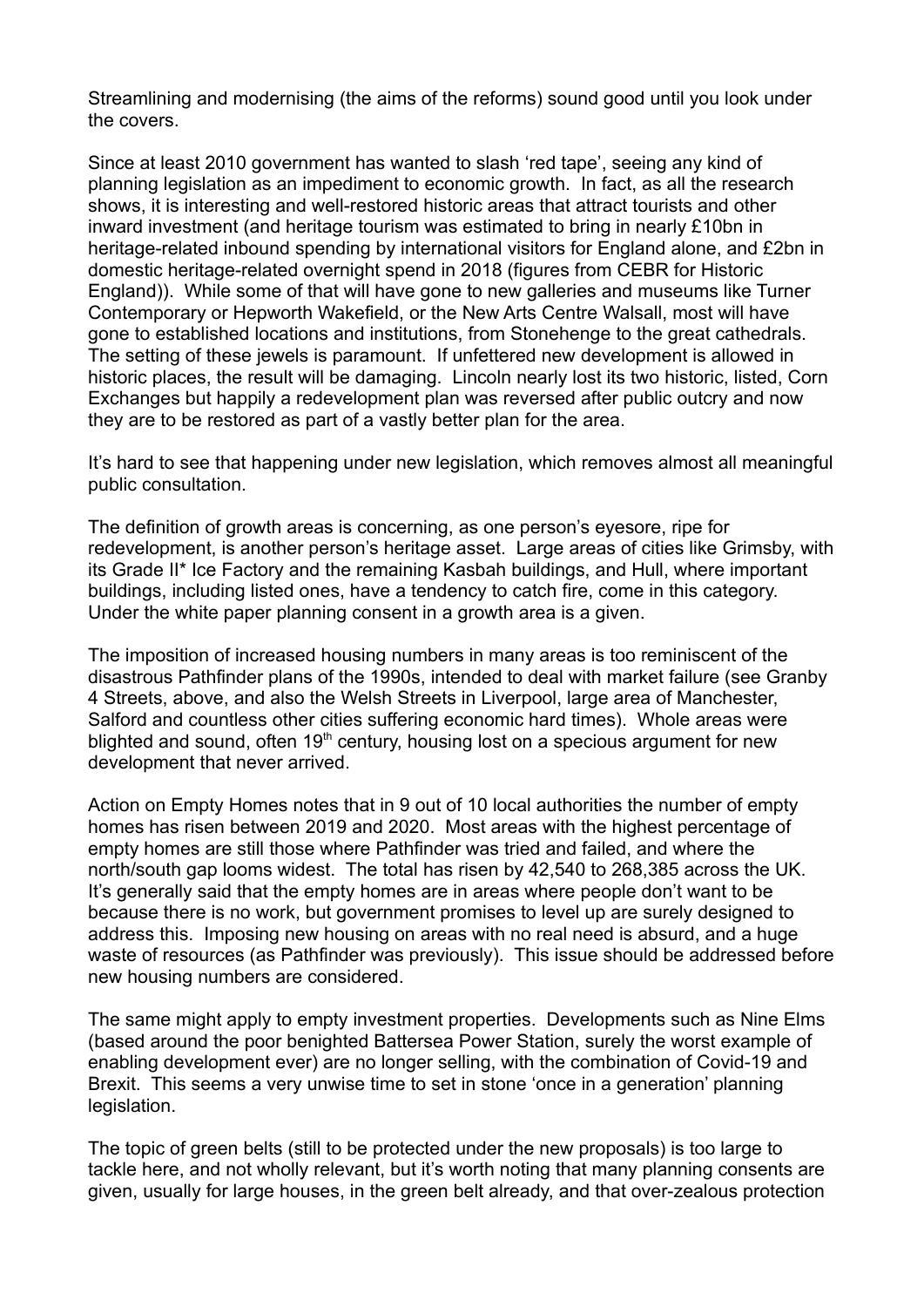Streamlining and modernising (the aims of the reforms) sound good until you look under the covers.

Since at least 2010 government has wanted to slash 'red tape', seeing any kind of planning legislation as an impediment to economic growth. In fact, as all the research shows, it is interesting and well-restored historic areas that attract tourists and other inward investment (and heritage tourism was estimated to bring in nearly £10bn in heritage-related inbound spending by international visitors for England alone, and £2bn in domestic heritage-related overnight spend in 2018 (figures from CEBR for Historic England)). While some of that will have gone to new galleries and museums like Turner Contemporary or Hepworth Wakefield, or the New Arts Centre Walsall, most will have gone to established locations and institutions, from Stonehenge to the great cathedrals. The setting of these jewels is paramount. If unfettered new development is allowed in historic places, the result will be damaging. Lincoln nearly lost its two historic, listed, Corn Exchanges but happily a redevelopment plan was reversed after public outcry and now they are to be restored as part of a vastly better plan for the area.

It's hard to see that happening under new legislation, which removes almost all meaningful public consultation.

The definition of growth areas is concerning, as one person's eyesore, ripe for redevelopment, is another person's heritage asset. Large areas of cities like Grimsby, with its Grade II* Ice Factory and the remaining Kasbah buildings, and Hull, where important buildings, including listed ones, have a tendency to catch fire, come in this category. Under the white paper planning consent in a growth area is a given.

The imposition of increased housing numbers in many areas is too reminiscent of the disastrous Pathfinder plans of the 1990s, intended to deal with market failure (see Granby 4 Streets, above, and also the Welsh Streets in Liverpool, large area of Manchester, Salford and countless other cities suffering economic hard times). Whole areas were blighted and sound, often 19th century, housing lost on a specious argument for new development that never arrived.

Action on Empty Homes notes that in 9 out of 10 local authorities the number of empty homes has risen between 2019 and 2020. Most areas with the highest percentage of empty homes are still those where Pathfinder was tried and failed, and where the north/south gap looms widest. The total has risen by 42,540 to 268,385 across the UK. It's generally said that the empty homes are in areas where people don't want to be because there is no work, but government promises to level up are surely designed to address this. Imposing new housing on areas with no real need is absurd, and a huge waste of resources (as Pathfinder was previously). This issue should be addressed before new housing numbers are considered.

The same might apply to empty investment properties. Developments such as Nine Elms (based around the poor benighted Battersea Power Station, surely the worst example of enabling development ever) are no longer selling, with the combination of Covid-19 and Brexit. This seems a very unwise time to set in stone 'once in a generation' planning legislation.

The topic of green belts (still to be protected under the new proposals) is too large to tackle here, and not wholly relevant, but it's worth noting that many planning consents are given, usually for large houses, in the green belt already, and that over-zealous protection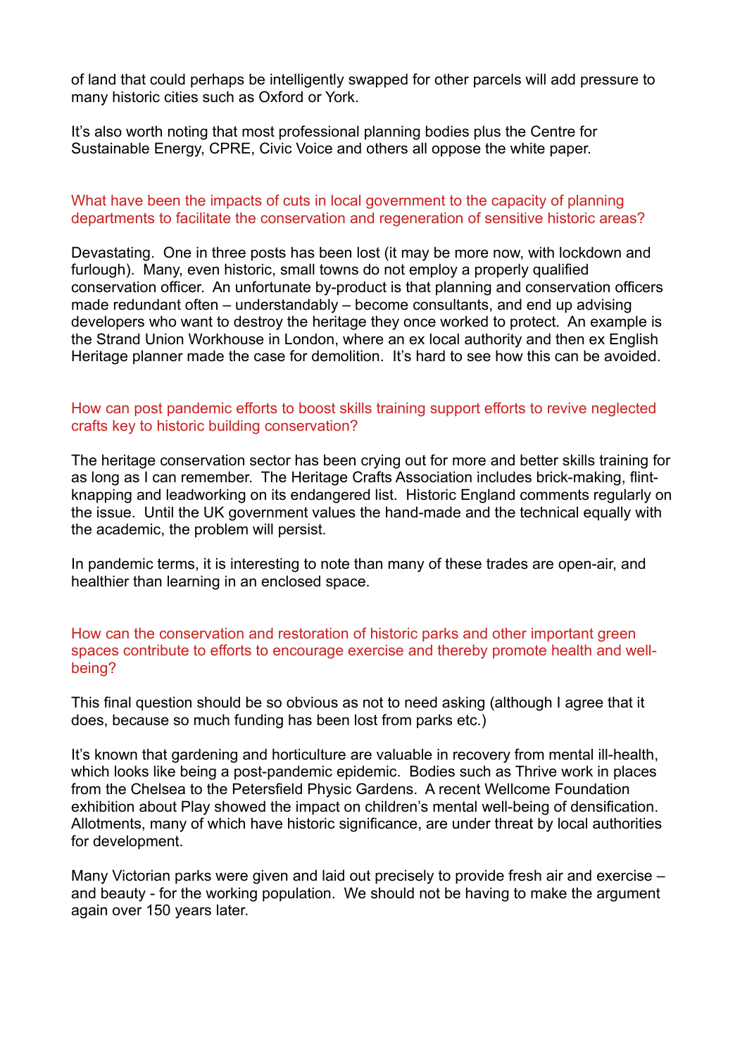of land that could perhaps be intelligently swapped for other parcels will add pressure to many historic cities such as Oxford or York.

It's also worth noting that most professional planning bodies plus the Centre for Sustainable Energy, CPRE, Civic Voice and others all oppose the white paper.

What have been the impacts of cuts in local government to the capacity of planning departments to facilitate the conservation and regeneration of sensitive historic areas?

Devastating. One in three posts has been lost (it may be more now, with lockdown and furlough). Many, even historic, small towns do not employ a properly qualified conservation officer. An unfortunate by-product is that planning and conservation officers made redundant often – understandably – become consultants, and end up advising developers who want to destroy the heritage they once worked to protect. An example is the Strand Union Workhouse in London, where an ex local authority and then ex English Heritage planner made the case for demolition. It's hard to see how this can be avoided.

How can post pandemic efforts to boost skills training support efforts to revive neglected crafts key to historic building conservation?

The heritage conservation sector has been crying out for more and better skills training for as long as I can remember. The Heritage Crafts Association includes brick-making, flint-knapping and leadworking on its endangered list. Historic England comments regularly on the issue. Until the UK government values the hand-made and the technical equally with the academic, the problem will persist.

In pandemic terms, it is interesting to note than many of these trades are open-air, and healthier than learning in an enclosed space.

How can the conservation and restoration of historic parks and other important green spaces contribute to efforts to encourage exercise and thereby promote health and well-being?

This final question should be so obvious as not to need asking (although I agree that it does, because so much funding has been lost from parks etc.)

It's known that gardening and horticulture are valuable in recovery from mental ill-health, which looks like being a post-pandemic epidemic. Bodies such as Thrive work in places from the Chelsea to the Petersfield Physic Gardens. A recent Wellcome Foundation exhibition about Play showed the impact on children's mental well-being of densification. Allotments, many of which have historic significance, are under threat by local authorities for development.

Many Victorian parks were given and laid out precisely to provide fresh air and exercise – and beauty - for the working population. We should not be having to make the argument again over 150 years later.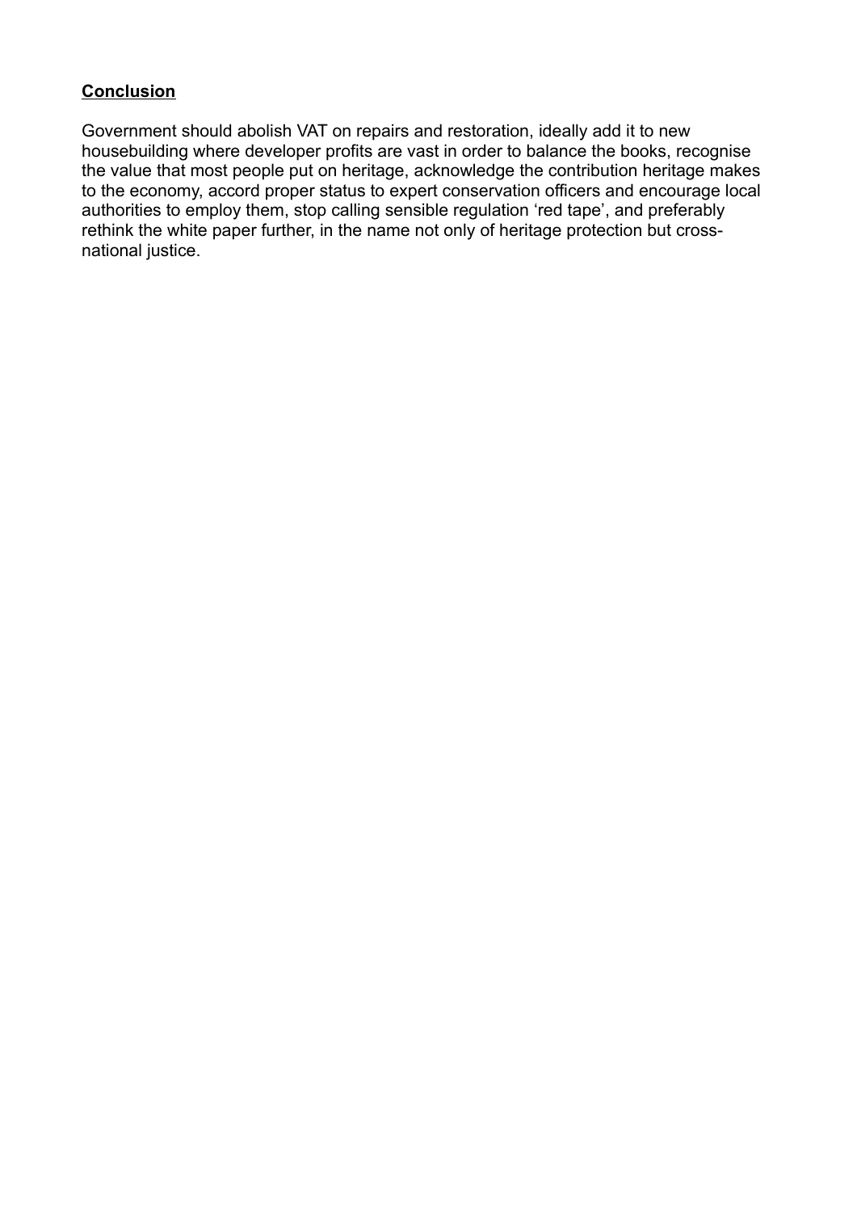## Conclusion

Government should abolish VAT on repairs and restoration, ideally add it to new housebuilding where developer profits are vast in order to balance the books, recognise the value that most people put on heritage, acknowledge the contribution heritage makes to the economy, accord proper status to expert conservation officers and encourage local authorities to employ them, stop calling sensible regulation 'red tape', and preferably rethink the white paper further, in the name not only of heritage protection but cross-national justice.